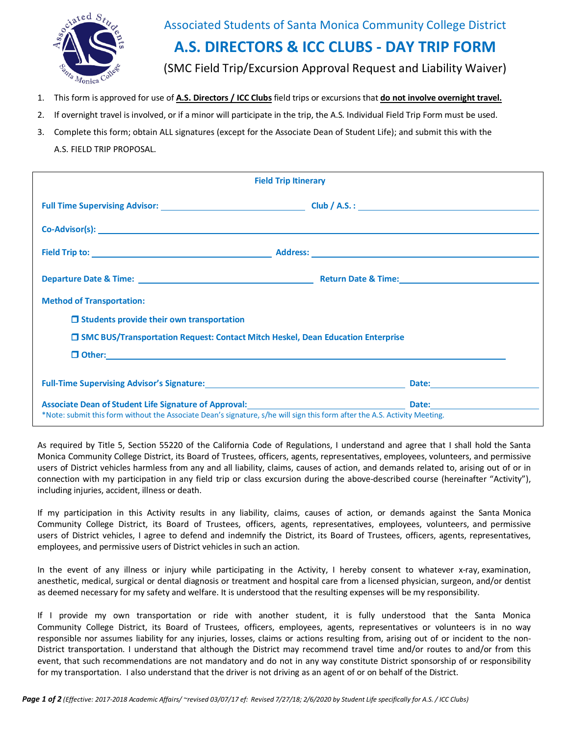Associated Students of Santa Monica Community College District

# A.S. DIRECTORS & ICC CLUBS - DAY TRIP FORM

(SMC Field Trip/Excursion Approval Request and Liability Waiver)

1. This form is approved for use of **A.S. Directors / ICC Clubs** field trips or excursions that **do not involve overnight travel.**
2. If overnight travel is involved, or if a minor will participate in the trip, the A.S. Individual Field Trip Form must be used.
3. Complete this form; obtain ALL signatures (except for the Associate Dean of Student Life); and submit this with the A.S. FIELD TRIP PROPOSAL.

**Field Trip Itinerary**

**Full Time Supervising Advisor:** ______________________ **Club / A.S. :** ______________________

**Co-Advisor(s):** ______________________

**Field Trip to:** ______________________ **Address:** ______________________

**Departure Date & Time:** ______________________ **Return Date & Time:** ______________________

**Method of Transportation:**

- ☐ **Students provide their own transportation**
- ☐ **SMC BUS/Transportation Request: Contact Mitch Heskel, Dean Education Enterprise**
- ☐ **Other:** ______________________

**Full-Time Supervising Advisor's Signature:** ______________________ **Date:** ____________

**Associate Dean of Student Life Signature of Approval:** ______________________ **Date:** ____________

*Note: submit this form without the Associate Dean's signature, s/he will sign this form after the A.S. Activity Meeting.

As required by Title 5, Section 55220 of the California Code of Regulations, I understand and agree that I shall hold the Santa Monica Community College District, its Board of Trustees, officers, agents, representatives, employees, volunteers, and permissive users of District vehicles harmless from any and all liability, claims, causes of action, and demands related to, arising out of or in connection with my participation in any field trip or class excursion during the above-described course (hereinafter "Activity"), including injuries, accident, illness or death.

If my participation in this Activity results in any liability, claims, causes of action, or demands against the Santa Monica Community College District, its Board of Trustees, officers, agents, representatives, employees, volunteers, and permissive users of District vehicles, I agree to defend and indemnify the District, its Board of Trustees, officers, agents, representatives, employees, and permissive users of District vehicles in such an action.

In the event of any illness or injury while participating in the Activity, I hereby consent to whatever x-ray, examination, anesthetic, medical, surgical or dental diagnosis or treatment and hospital care from a licensed physician, surgeon, and/or dentist as deemed necessary for my safety and welfare. It is understood that the resulting expenses will be my responsibility.

If I provide my own transportation or ride with another student, it is fully understood that the Santa Monica Community College District, its Board of Trustees, officers, employees, agents, representatives or volunteers is in no way responsible nor assumes liability for any injuries, losses, claims or actions resulting from, arising out of or incident to the non-District transportation. I understand that although the District may recommend travel time and/or routes to and/or from this event, that such recommendations are not mandatory and do not in any way constitute District sponsorship of or responsibility for my transportation. I also understand that the driver is not driving as an agent of or on behalf of the District.

*(Effective: 2017-2018 Academic Affairs/ ~revised 03/07/17 ef: Revised 7/27/18; 2/6/2020 by Student Life specifically for A.S. / ICC Clubs)*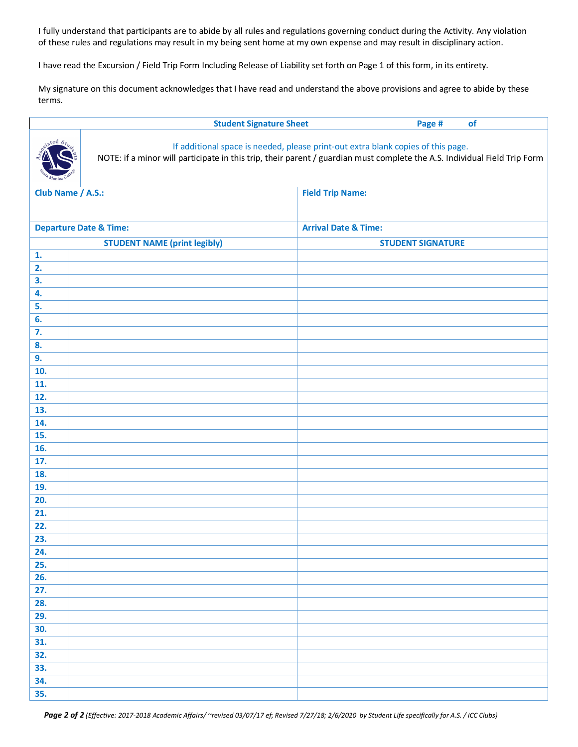I fully understand that participants are to abide by all rules and regulations governing conduct during the Activity. Any violation of these rules and regulations may result in my being sent home at my own expense and may result in disciplinary action.

I have read the Excursion / Field Trip Form Including Release of Liability set forth on Page 1 of this form, in its entirety.

My signature on this document acknowledges that I have read and understand the above provisions and agree to abide by these terms.

**Student Signature Sheet** **Page # of**

If additional space is needed, please print-out extra blank copies of this page.
NOTE: if a minor will participate in this trip, their parent / guardian must complete the A.S. Individual Field Trip Form

| | | |
|---|---|---|
| **Club Name / A.S.:** | | **Field Trip Name:** |
| **Departure Date & Time:** | | **Arrival Date & Time:** |
| | **STUDENT NAME (print legibly)** | **STUDENT SIGNATURE** |
| **1.** | | |
| **2.** | | |
| **3.** | | |
| **4.** | | |
| **5.** | | |
| **6.** | | |
| **7.** | | |
| **8.** | | |
| **9.** | | |
| **10.** | | |
| **11.** | | |
| **12.** | | |
| **13.** | | |
| **14.** | | |
| **15.** | | |
| **16.** | | |
| **17.** | | |
| **18.** | | |
| **19.** | | |
| **20.** | | |
| **21.** | | |
| **22.** | | |
| **23.** | | |
| **24.** | | |
| **25.** | | |
| **26.** | | |
| **27.** | | |
| **28.** | | |
| **29.** | | |
| **30.** | | |
| **31.** | | |
| **32.** | | |
| **33.** | | |
| **34.** | | |
| **35.** | | |

*(Effective: 2017-2018 Academic Affairs/ ~revised 03/07/17 ef; Revised 7/27/18; 2/6/2020 by Student Life specifically for A.S. / ICC Clubs)*